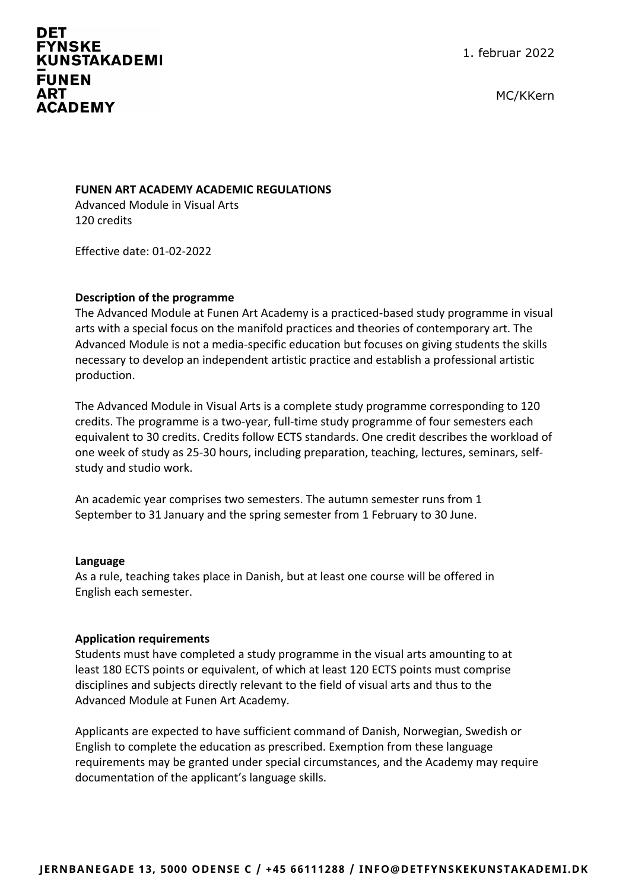DET
FYNSKE
KUNSTAKADEMI
–
FUNEN
ART
ACADEMY

1. februar 2022

MC/KKern

**FUNEN ART ACADEMY ACADEMIC REGULATIONS**
Advanced Module in Visual Arts
120 credits

Effective date: 01-02-2022

## Description of the programme

The Advanced Module at Funen Art Academy is a practiced-based study programme in visual arts with a special focus on the manifold practices and theories of contemporary art. The Advanced Module is not a media-specific education but focuses on giving students the skills necessary to develop an independent artistic practice and establish a professional artistic production.

The Advanced Module in Visual Arts is a complete study programme corresponding to 120 credits. The programme is a two-year, full-time study programme of four semesters each equivalent to 30 credits. Credits follow ECTS standards. One credit describes the workload of one week of study as 25-30 hours, including preparation, teaching, lectures, seminars, self-study and studio work.

An academic year comprises two semesters. The autumn semester runs from 1 September to 31 January and the spring semester from 1 February to 30 June.

## Language

As a rule, teaching takes place in Danish, but at least one course will be offered in English each semester.

## Application requirements

Students must have completed a study programme in the visual arts amounting to at least 180 ECTS points or equivalent, of which at least 120 ECTS points must comprise disciplines and subjects directly relevant to the field of visual arts and thus to the Advanced Module at Funen Art Academy.

Applicants are expected to have sufficient command of Danish, Norwegian, Swedish or English to complete the education as prescribed. Exemption from these language requirements may be granted under special circumstances, and the Academy may require documentation of the applicant's language skills.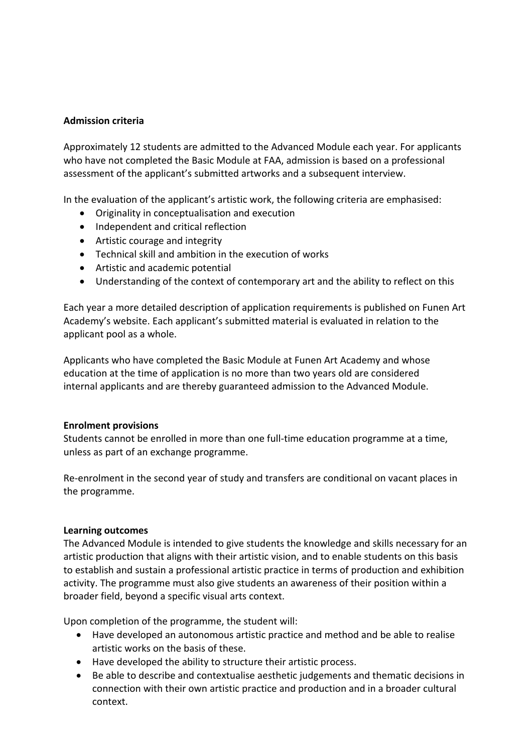**Admission criteria**

Approximately 12 students are admitted to the Advanced Module each year. For applicants who have not completed the Basic Module at FAA, admission is based on a professional assessment of the applicant's submitted artworks and a subsequent interview.

In the evaluation of the applicant's artistic work, the following criteria are emphasised:

- Originality in conceptualisation and execution
- Independent and critical reflection
- Artistic courage and integrity
- Technical skill and ambition in the execution of works
- Artistic and academic potential
- Understanding of the context of contemporary art and the ability to reflect on this

Each year a more detailed description of application requirements is published on Funen Art Academy's website. Each applicant's submitted material is evaluated in relation to the applicant pool as a whole.

Applicants who have completed the Basic Module at Funen Art Academy and whose education at the time of application is no more than two years old are considered internal applicants and are thereby guaranteed admission to the Advanced Module.

**Enrolment provisions**

Students cannot be enrolled in more than one full-time education programme at a time, unless as part of an exchange programme.

Re-enrolment in the second year of study and transfers are conditional on vacant places in the programme.

**Learning outcomes**

The Advanced Module is intended to give students the knowledge and skills necessary for an artistic production that aligns with their artistic vision, and to enable students on this basis to establish and sustain a professional artistic practice in terms of production and exhibition activity. The programme must also give students an awareness of their position within a broader field, beyond a specific visual arts context.

Upon completion of the programme, the student will:

- Have developed an autonomous artistic practice and method and be able to realise artistic works on the basis of these.
- Have developed the ability to structure their artistic process.
- Be able to describe and contextualise aesthetic judgements and thematic decisions in connection with their own artistic practice and production and in a broader cultural context.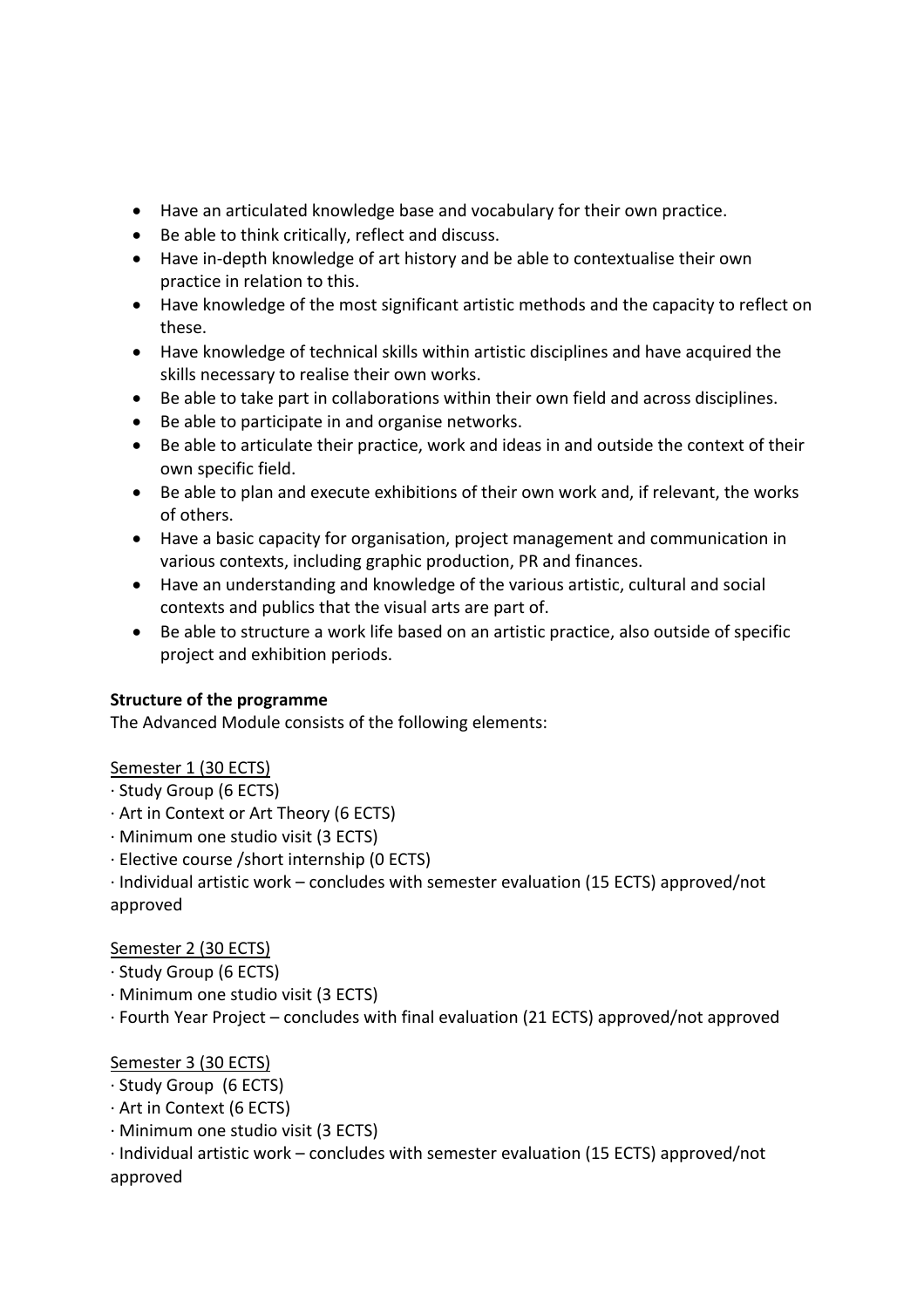- Have an articulated knowledge base and vocabulary for their own practice.
- Be able to think critically, reflect and discuss.
- Have in-depth knowledge of art history and be able to contextualise their own practice in relation to this.
- Have knowledge of the most significant artistic methods and the capacity to reflect on these.
- Have knowledge of technical skills within artistic disciplines and have acquired the skills necessary to realise their own works.
- Be able to take part in collaborations within their own field and across disciplines.
- Be able to participate in and organise networks.
- Be able to articulate their practice, work and ideas in and outside the context of their own specific field.
- Be able to plan and execute exhibitions of their own work and, if relevant, the works of others.
- Have a basic capacity for organisation, project management and communication in various contexts, including graphic production, PR and finances.
- Have an understanding and knowledge of the various artistic, cultural and social contexts and publics that the visual arts are part of.
- Be able to structure a work life based on an artistic practice, also outside of specific project and exhibition periods.

**Structure of the programme**
The Advanced Module consists of the following elements:

<u>Semester 1 (30 ECTS)</u>
· Study Group (6 ECTS)
· Art in Context or Art Theory (6 ECTS)
· Minimum one studio visit (3 ECTS)
· Elective course /short internship (0 ECTS)
· Individual artistic work – concludes with semester evaluation (15 ECTS) approved/not approved

<u>Semester 2 (30 ECTS)</u>
· Study Group (6 ECTS)
· Minimum one studio visit (3 ECTS)
· Fourth Year Project – concludes with final evaluation (21 ECTS) approved/not approved

<u>Semester 3 (30 ECTS)</u>
· Study Group (6 ECTS)
· Art in Context (6 ECTS)
· Minimum one studio visit (3 ECTS)
· Individual artistic work – concludes with semester evaluation (15 ECTS) approved/not approved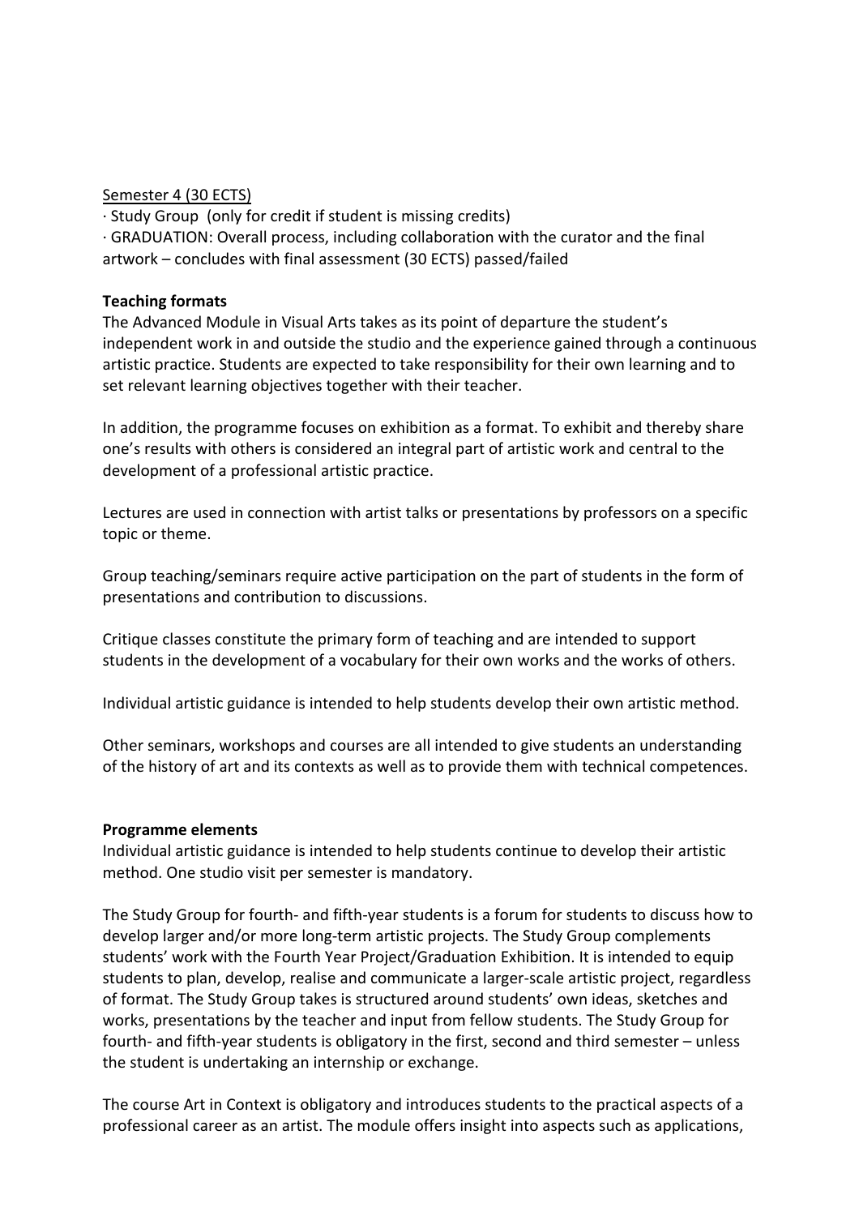Semester 4 (30 ECTS)

· Study Group (only for credit if student is missing credits)

· GRADUATION: Overall process, including collaboration with the curator and the final artwork – concludes with final assessment (30 ECTS) passed/failed

**Teaching formats**

The Advanced Module in Visual Arts takes as its point of departure the student's independent work in and outside the studio and the experience gained through a continuous artistic practice. Students are expected to take responsibility for their own learning and to set relevant learning objectives together with their teacher.

In addition, the programme focuses on exhibition as a format. To exhibit and thereby share one's results with others is considered an integral part of artistic work and central to the development of a professional artistic practice.

Lectures are used in connection with artist talks or presentations by professors on a specific topic or theme.

Group teaching/seminars require active participation on the part of students in the form of presentations and contribution to discussions.

Critique classes constitute the primary form of teaching and are intended to support students in the development of a vocabulary for their own works and the works of others.

Individual artistic guidance is intended to help students develop their own artistic method.

Other seminars, workshops and courses are all intended to give students an understanding of the history of art and its contexts as well as to provide them with technical competences.

**Programme elements**

Individual artistic guidance is intended to help students continue to develop their artistic method. One studio visit per semester is mandatory.

The Study Group for fourth- and fifth-year students is a forum for students to discuss how to develop larger and/or more long-term artistic projects. The Study Group complements students' work with the Fourth Year Project/Graduation Exhibition. It is intended to equip students to plan, develop, realise and communicate a larger-scale artistic project, regardless of format. The Study Group takes is structured around students' own ideas, sketches and works, presentations by the teacher and input from fellow students. The Study Group for fourth- and fifth-year students is obligatory in the first, second and third semester – unless the student is undertaking an internship or exchange.

The course Art in Context is obligatory and introduces students to the practical aspects of a professional career as an artist. The module offers insight into aspects such as applications,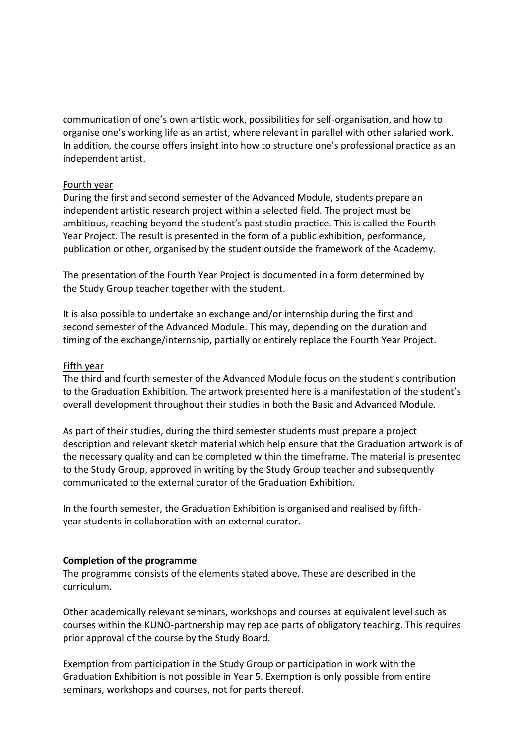communication of one's own artistic work, possibilities for self-organisation, and how to organise one's working life as an artist, where relevant in parallel with other salaried work. In addition, the course offers insight into how to structure one's professional practice as an independent artist.

<u>Fourth year</u>

During the first and second semester of the Advanced Module, students prepare an independent artistic research project within a selected field. The project must be ambitious, reaching beyond the student's past studio practice. This is called the Fourth Year Project. The result is presented in the form of a public exhibition, performance, publication or other, organised by the student outside the framework of the Academy.

The presentation of the Fourth Year Project is documented in a form determined by the Study Group teacher together with the student.

It is also possible to undertake an exchange and/or internship during the first and second semester of the Advanced Module. This may, depending on the duration and timing of the exchange/internship, partially or entirely replace the Fourth Year Project.

<u>Fifth year</u>

The third and fourth semester of the Advanced Module focus on the student's contribution to the Graduation Exhibition. The artwork presented here is a manifestation of the student's overall development throughout their studies in both the Basic and Advanced Module.

As part of their studies, during the third semester students must prepare a project description and relevant sketch material which help ensure that the Graduation artwork is of the necessary quality and can be completed within the timeframe. The material is presented to the Study Group, approved in writing by the Study Group teacher and subsequently communicated to the external curator of the Graduation Exhibition.

In the fourth semester, the Graduation Exhibition is organised and realised by fifth-year students in collaboration with an external curator.

**Completion of the programme**

The programme consists of the elements stated above. These are described in the curriculum.

Other academically relevant seminars, workshops and courses at equivalent level such as courses within the KUNO-partnership may replace parts of obligatory teaching. This requires prior approval of the course by the Study Board.

Exemption from participation in the Study Group or participation in work with the Graduation Exhibition is not possible in Year 5. Exemption is only possible from entire seminars, workshops and courses, not for parts thereof.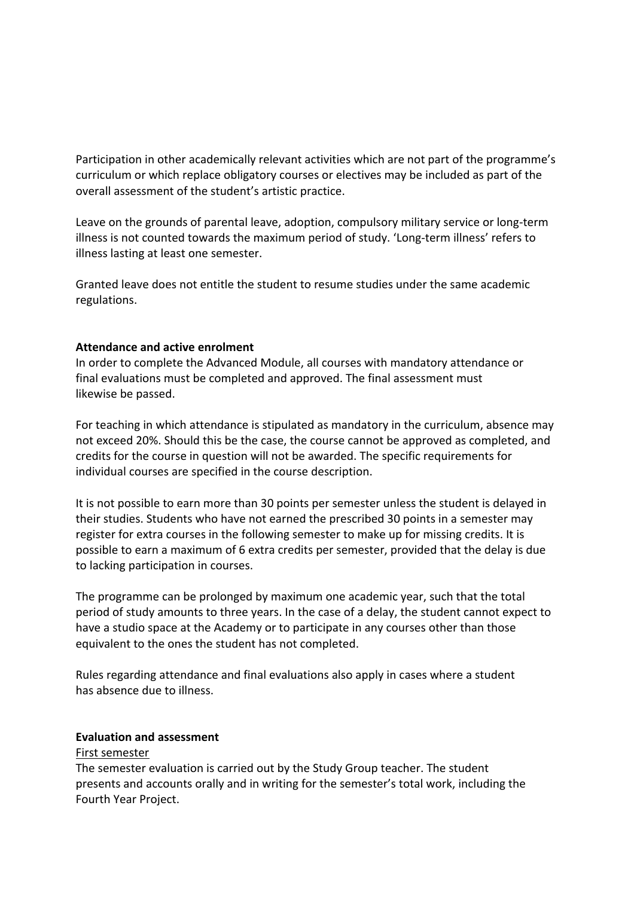Participation in other academically relevant activities which are not part of the programme's curriculum or which replace obligatory courses or electives may be included as part of the overall assessment of the student's artistic practice.

Leave on the grounds of parental leave, adoption, compulsory military service or long-term illness is not counted towards the maximum period of study. 'Long-term illness' refers to illness lasting at least one semester.

Granted leave does not entitle the student to resume studies under the same academic regulations.

**Attendance and active enrolment**

In order to complete the Advanced Module, all courses with mandatory attendance or final evaluations must be completed and approved. The final assessment must likewise be passed.

For teaching in which attendance is stipulated as mandatory in the curriculum, absence may not exceed 20%. Should this be the case, the course cannot be approved as completed, and credits for the course in question will not be awarded. The specific requirements for individual courses are specified in the course description.

It is not possible to earn more than 30 points per semester unless the student is delayed in their studies. Students who have not earned the prescribed 30 points in a semester may register for extra courses in the following semester to make up for missing credits. It is possible to earn a maximum of 6 extra credits per semester, provided that the delay is due to lacking participation in courses.

The programme can be prolonged by maximum one academic year, such that the total period of study amounts to three years. In the case of a delay, the student cannot expect to have a studio space at the Academy or to participate in any courses other than those equivalent to the ones the student has not completed.

Rules regarding attendance and final evaluations also apply in cases where a student has absence due to illness.

**Evaluation and assessment**

First semester

The semester evaluation is carried out by the Study Group teacher. The student presents and accounts orally and in writing for the semester's total work, including the Fourth Year Project.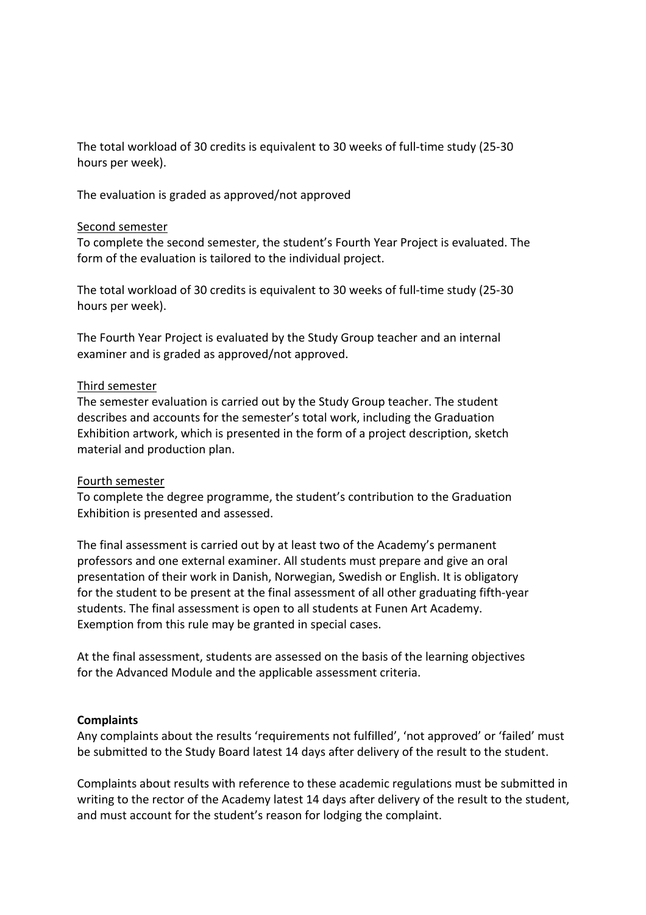The total workload of 30 credits is equivalent to 30 weeks of full-time study (25-30 hours per week).

The evaluation is graded as approved/not approved

<u>Second semester</u>

To complete the second semester, the student's Fourth Year Project is evaluated. The form of the evaluation is tailored to the individual project.

The total workload of 30 credits is equivalent to 30 weeks of full-time study (25-30 hours per week).

The Fourth Year Project is evaluated by the Study Group teacher and an internal examiner and is graded as approved/not approved.

<u>Third semester</u>

The semester evaluation is carried out by the Study Group teacher. The student describes and accounts for the semester's total work, including the Graduation Exhibition artwork, which is presented in the form of a project description, sketch material and production plan.

<u>Fourth semester</u>

To complete the degree programme, the student's contribution to the Graduation Exhibition is presented and assessed.

The final assessment is carried out by at least two of the Academy's permanent professors and one external examiner. All students must prepare and give an oral presentation of their work in Danish, Norwegian, Swedish or English. It is obligatory for the student to be present at the final assessment of all other graduating fifth-year students. The final assessment is open to all students at Funen Art Academy. Exemption from this rule may be granted in special cases.

At the final assessment, students are assessed on the basis of the learning objectives for the Advanced Module and the applicable assessment criteria.

**Complaints**

Any complaints about the results 'requirements not fulfilled', 'not approved' or 'failed' must be submitted to the Study Board latest 14 days after delivery of the result to the student.

Complaints about results with reference to these academic regulations must be submitted in writing to the rector of the Academy latest 14 days after delivery of the result to the student, and must account for the student's reason for lodging the complaint.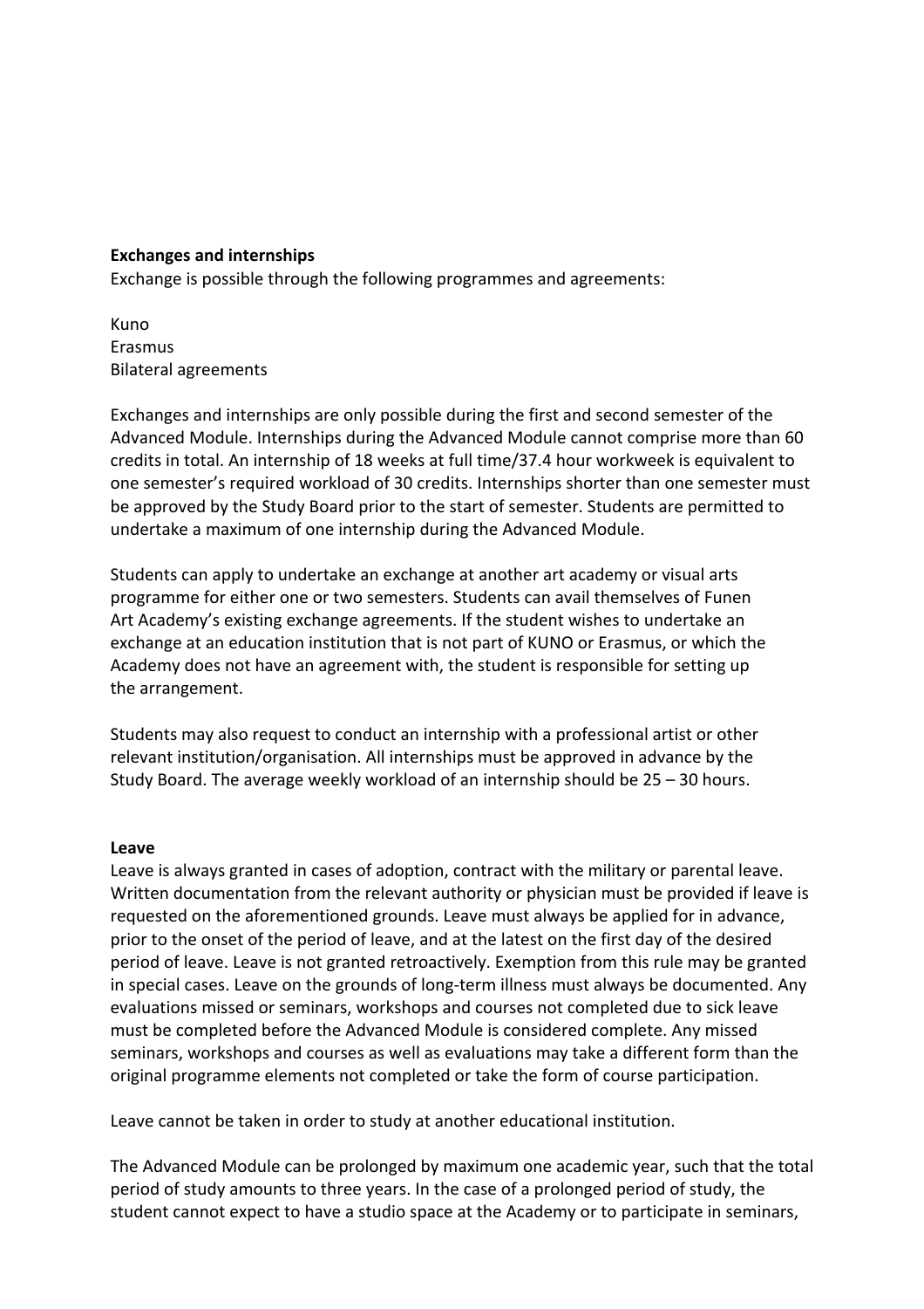**Exchanges and internships**

Exchange is possible through the following programmes and agreements:

Kuno
Erasmus
Bilateral agreements

Exchanges and internships are only possible during the first and second semester of the Advanced Module. Internships during the Advanced Module cannot comprise more than 60 credits in total. An internship of 18 weeks at full time/37.4 hour workweek is equivalent to one semester's required workload of 30 credits. Internships shorter than one semester must be approved by the Study Board prior to the start of semester. Students are permitted to undertake a maximum of one internship during the Advanced Module.

Students can apply to undertake an exchange at another art academy or visual arts programme for either one or two semesters. Students can avail themselves of Funen Art Academy's existing exchange agreements. If the student wishes to undertake an exchange at an education institution that is not part of KUNO or Erasmus, or which the Academy does not have an agreement with, the student is responsible for setting up the arrangement.

Students may also request to conduct an internship with a professional artist or other relevant institution/organisation. All internships must be approved in advance by the Study Board. The average weekly workload of an internship should be 25 – 30 hours.

**Leave**

Leave is always granted in cases of adoption, contract with the military or parental leave. Written documentation from the relevant authority or physician must be provided if leave is requested on the aforementioned grounds. Leave must always be applied for in advance, prior to the onset of the period of leave, and at the latest on the first day of the desired period of leave. Leave is not granted retroactively. Exemption from this rule may be granted in special cases. Leave on the grounds of long-term illness must always be documented. Any evaluations missed or seminars, workshops and courses not completed due to sick leave must be completed before the Advanced Module is considered complete. Any missed seminars, workshops and courses as well as evaluations may take a different form than the original programme elements not completed or take the form of course participation.

Leave cannot be taken in order to study at another educational institution.

The Advanced Module can be prolonged by maximum one academic year, such that the total period of study amounts to three years. In the case of a prolonged period of study, the student cannot expect to have a studio space at the Academy or to participate in seminars,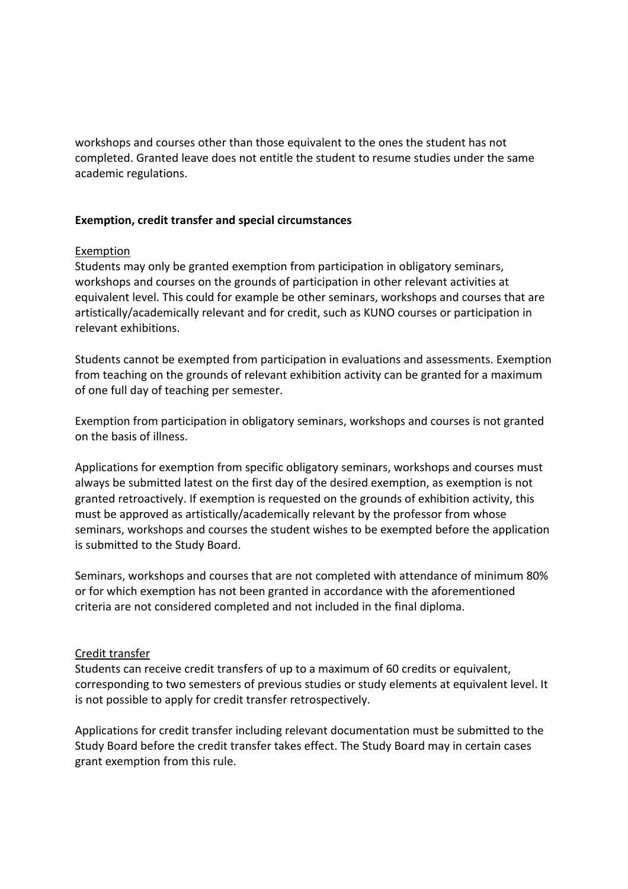workshops and courses other than those equivalent to the ones the student has not completed. Granted leave does not entitle the student to resume studies under the same academic regulations.

**Exemption, credit transfer and special circumstances**

Exemption

Students may only be granted exemption from participation in obligatory seminars, workshops and courses on the grounds of participation in other relevant activities at equivalent level. This could for example be other seminars, workshops and courses that are artistically/academically relevant and for credit, such as KUNO courses or participation in relevant exhibitions.

Students cannot be exempted from participation in evaluations and assessments. Exemption from teaching on the grounds of relevant exhibition activity can be granted for a maximum of one full day of teaching per semester.

Exemption from participation in obligatory seminars, workshops and courses is not granted on the basis of illness.

Applications for exemption from specific obligatory seminars, workshops and courses must always be submitted latest on the first day of the desired exemption, as exemption is not granted retroactively. If exemption is requested on the grounds of exhibition activity, this must be approved as artistically/academically relevant by the professor from whose seminars, workshops and courses the student wishes to be exempted before the application is submitted to the Study Board.

Seminars, workshops and courses that are not completed with attendance of minimum 80% or for which exemption has not been granted in accordance with the aforementioned criteria are not considered completed and not included in the final diploma.

Credit transfer

Students can receive credit transfers of up to a maximum of 60 credits or equivalent, corresponding to two semesters of previous studies or study elements at equivalent level. It is not possible to apply for credit transfer retrospectively.

Applications for credit transfer including relevant documentation must be submitted to the Study Board before the credit transfer takes effect. The Study Board may in certain cases grant exemption from this rule.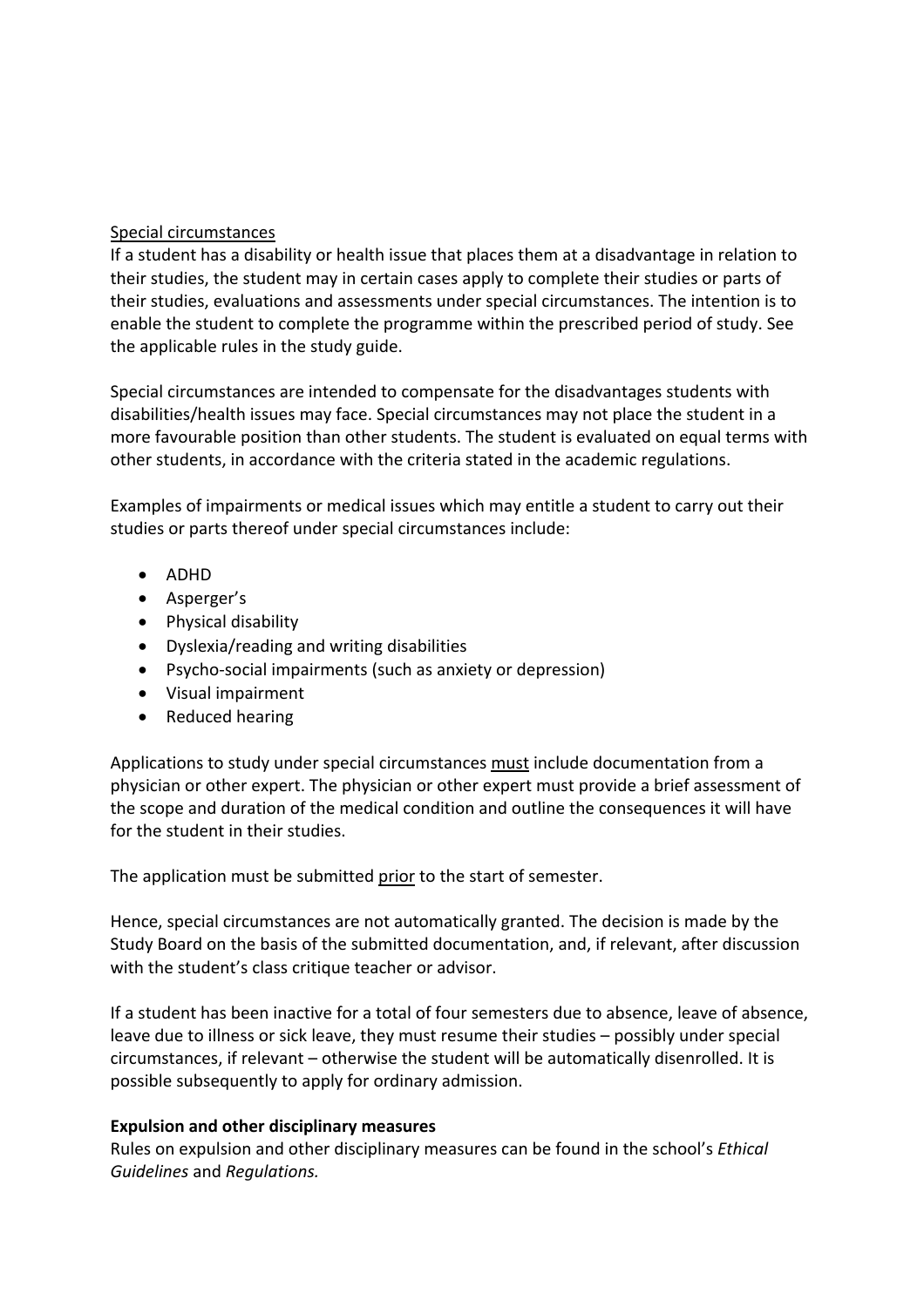<u>Special circumstances</u>

If a student has a disability or health issue that places them at a disadvantage in relation to their studies, the student may in certain cases apply to complete their studies or parts of their studies, evaluations and assessments under special circumstances. The intention is to enable the student to complete the programme within the prescribed period of study. See the applicable rules in the study guide.

Special circumstances are intended to compensate for the disadvantages students with disabilities/health issues may face. Special circumstances may not place the student in a more favourable position than other students. The student is evaluated on equal terms with other students, in accordance with the criteria stated in the academic regulations.

Examples of impairments or medical issues which may entitle a student to carry out their studies or parts thereof under special circumstances include:

- ADHD
- Asperger's
- Physical disability
- Dyslexia/reading and writing disabilities
- Psycho-social impairments (such as anxiety or depression)
- Visual impairment
- Reduced hearing

Applications to study under special circumstances <u>must</u> include documentation from a physician or other expert. The physician or other expert must provide a brief assessment of the scope and duration of the medical condition and outline the consequences it will have for the student in their studies.

The application must be submitted <u>prior</u> to the start of semester.

Hence, special circumstances are not automatically granted. The decision is made by the Study Board on the basis of the submitted documentation, and, if relevant, after discussion with the student's class critique teacher or advisor.

If a student has been inactive for a total of four semesters due to absence, leave of absence, leave due to illness or sick leave, they must resume their studies – possibly under special circumstances, if relevant – otherwise the student will be automatically disenrolled. It is possible subsequently to apply for ordinary admission.

**Expulsion and other disciplinary measures**

Rules on expulsion and other disciplinary measures can be found in the school's *Ethical Guidelines* and *Regulations.*